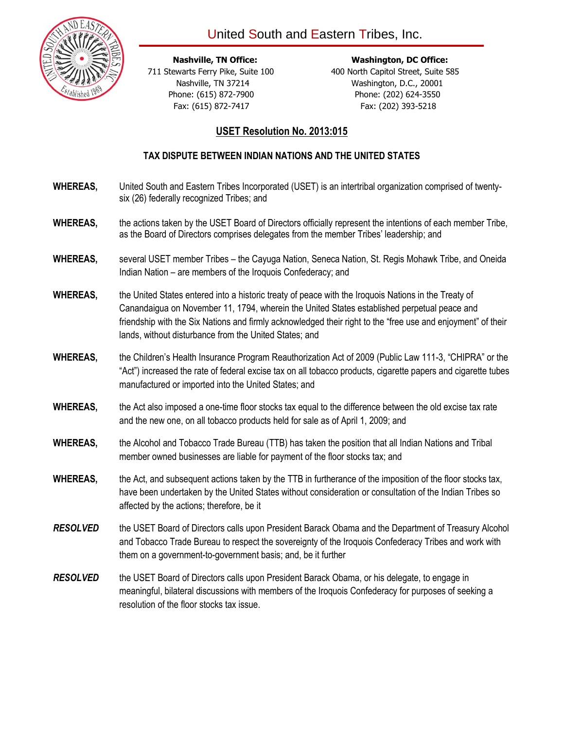# United South and Eastern Tribes, Inc.

**Nashville, TN Office:**
711 Stewarts Ferry Pike, Suite 100
Nashville, TN 37214
Phone: (615) 872-7900
Fax: (615) 872-7417

**Washington, DC Office:**
400 North Capitol Street, Suite 585
Washington, D.C., 20001
Phone: (202) 624-3550
Fax: (202) 393-5218

## USET Resolution No. 2013:015

### TAX DISPUTE BETWEEN INDIAN NATIONS AND THE UNITED STATES

**WHEREAS,** United South and Eastern Tribes Incorporated (USET) is an intertribal organization comprised of twenty-six (26) federally recognized Tribes; and

**WHEREAS,** the actions taken by the USET Board of Directors officially represent the intentions of each member Tribe, as the Board of Directors comprises delegates from the member Tribes' leadership; and

**WHEREAS,** several USET member Tribes – the Cayuga Nation, Seneca Nation, St. Regis Mohawk Tribe, and Oneida Indian Nation – are members of the Iroquois Confederacy; and

**WHEREAS,** the United States entered into a historic treaty of peace with the Iroquois Nations in the Treaty of Canandaigua on November 11, 1794, wherein the United States established perpetual peace and friendship with the Six Nations and firmly acknowledged their right to the "free use and enjoyment" of their lands, without disturbance from the United States; and

**WHEREAS,** the Children's Health Insurance Program Reauthorization Act of 2009 (Public Law 111-3, "CHIPRA" or the "Act") increased the rate of federal excise tax on all tobacco products, cigarette papers and cigarette tubes manufactured or imported into the United States; and

**WHEREAS,** the Act also imposed a one-time floor stocks tax equal to the difference between the old excise tax rate and the new one, on all tobacco products held for sale as of April 1, 2009; and

**WHEREAS,** the Alcohol and Tobacco Trade Bureau (TTB) has taken the position that all Indian Nations and Tribal member owned businesses are liable for payment of the floor stocks tax; and

**WHEREAS,** the Act, and subsequent actions taken by the TTB in furtherance of the imposition of the floor stocks tax, have been undertaken by the United States without consideration or consultation of the Indian Tribes so affected by the actions; therefore, be it

***RESOLVED*** the USET Board of Directors calls upon President Barack Obama and the Department of Treasury Alcohol and Tobacco Trade Bureau to respect the sovereignty of the Iroquois Confederacy Tribes and work with them on a government-to-government basis; and, be it further

***RESOLVED*** the USET Board of Directors calls upon President Barack Obama, or his delegate, to engage in meaningful, bilateral discussions with members of the Iroquois Confederacy for purposes of seeking a resolution of the floor stocks tax issue.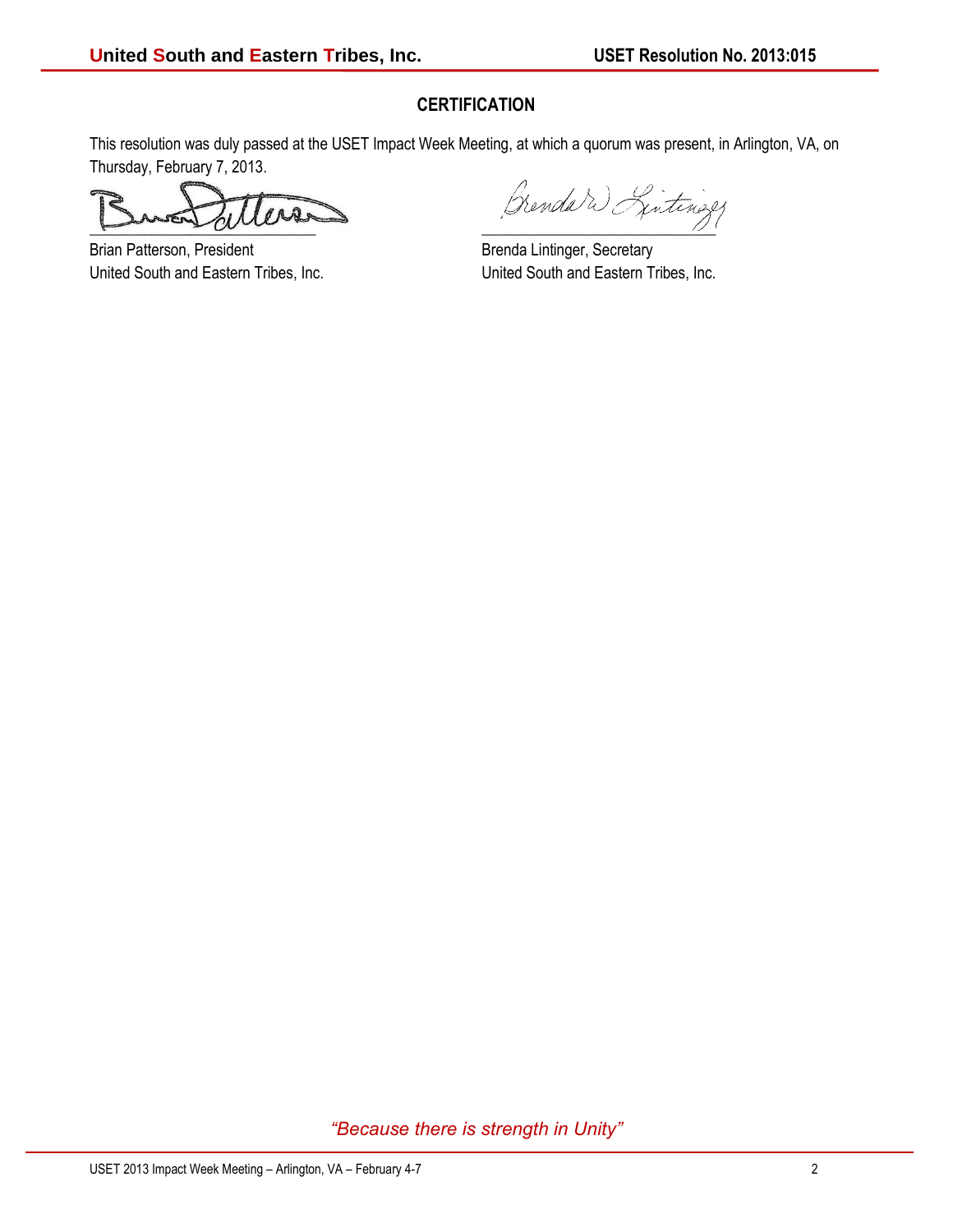## CERTIFICATION

This resolution was duly passed at the USET Impact Week Meeting, at which a quorum was present, in Arlington, VA, on Thursday, February 7, 2013.

Brian Patterson, President
United South and Eastern Tribes, Inc.

Brenda Lintinger, Secretary
United South and Eastern Tribes, Inc.

*"Because there is strength in Unity"*